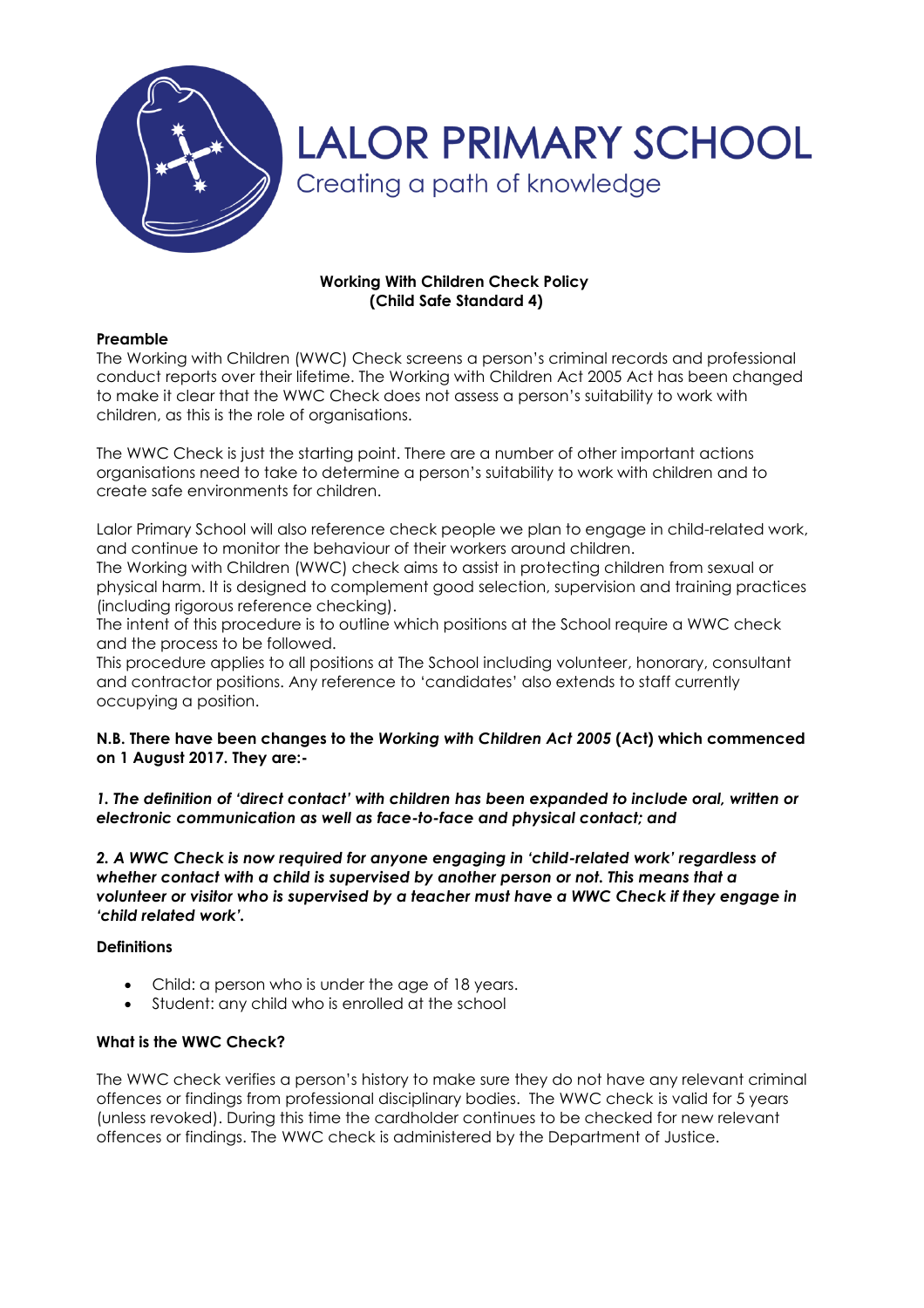# LALOR PRIMARY SCHOOL

Creating a path of knowledge

**Working With Children Check Policy**
**(Child Safe Standard 4)**

**Preamble**

The Working with Children (WWC) Check screens a person's criminal records and professional conduct reports over their lifetime. The Working with Children Act 2005 Act has been changed to make it clear that the WWC Check does not assess a person's suitability to work with children, as this is the role of organisations.

The WWC Check is just the starting point. There are a number of other important actions organisations need to take to determine a person's suitability to work with children and to create safe environments for children.

Lalor Primary School will also reference check people we plan to engage in child-related work, and continue to monitor the behaviour of their workers around children.

The Working with Children (WWC) check aims to assist in protecting children from sexual or physical harm. It is designed to complement good selection, supervision and training practices (including rigorous reference checking).

The intent of this procedure is to outline which positions at the School require a WWC check and the process to be followed.

This procedure applies to all positions at The School including volunteer, honorary, consultant and contractor positions. Any reference to 'candidates' also extends to staff currently occupying a position.

**N.B. There have been changes to the *Working with Children Act 2005* (Act) which commenced on 1 August 2017. They are:-**

***1. The definition of 'direct contact' with children has been expanded to include oral, written or electronic communication as well as face-to-face and physical contact; and***

***2. A WWC Check is now required for anyone engaging in 'child-related work' regardless of whether contact with a child is supervised by another person or not. This means that a volunteer or visitor who is supervised by a teacher must have a WWC Check if they engage in 'child related work'.***

**Definitions**

- Child: a person who is under the age of 18 years.
- Student: any child who is enrolled at the school

**What is the WWC Check?**

The WWC check verifies a person's history to make sure they do not have any relevant criminal offences or findings from professional disciplinary bodies. The WWC check is valid for 5 years (unless revoked). During this time the cardholder continues to be checked for new relevant offences or findings. The WWC check is administered by the Department of Justice.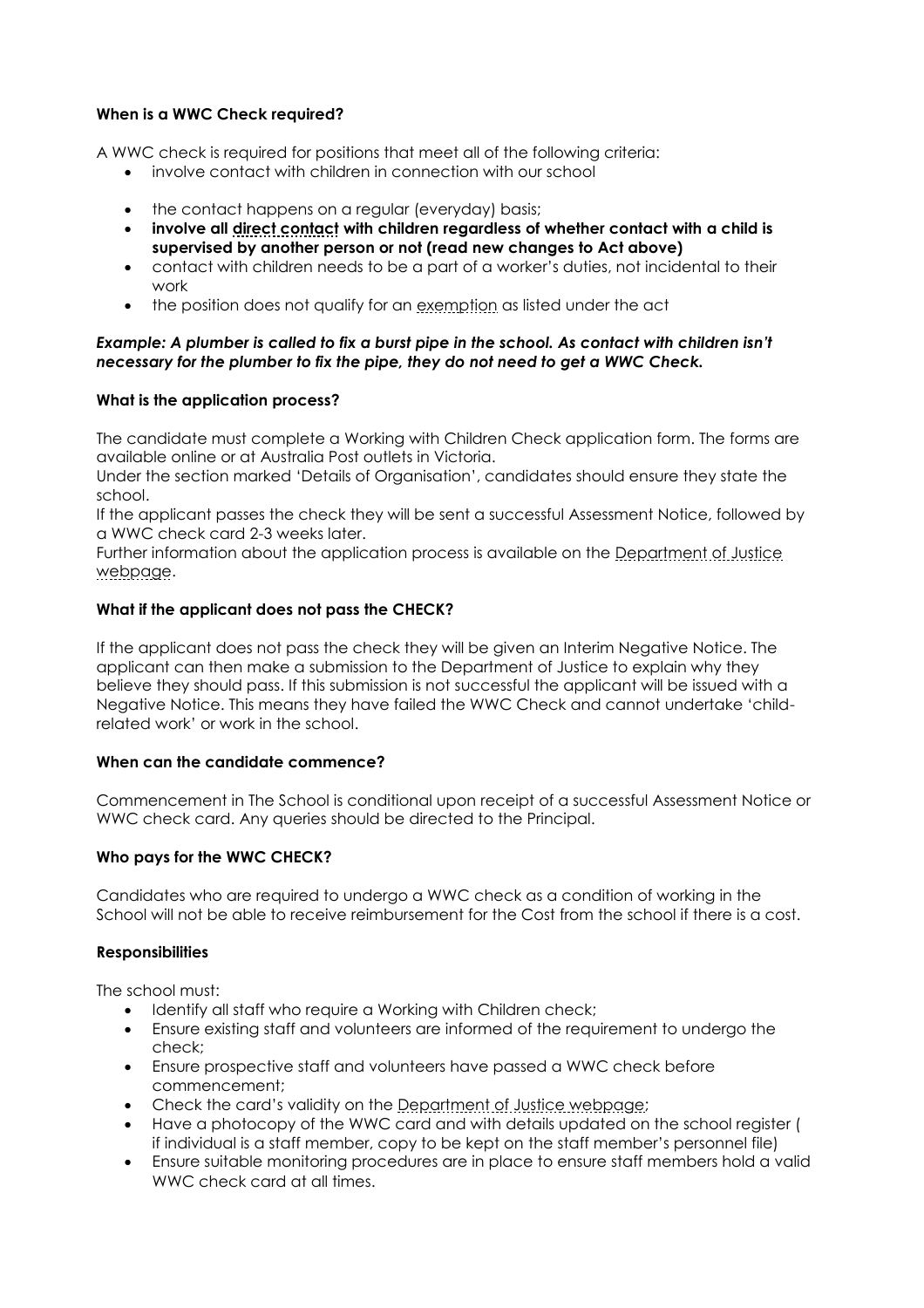**When is a WWC Check required?**

A WWC check is required for positions that meet all of the following criteria:

- involve contact with children in connection with our school
- the contact happens on a regular (everyday) basis;
- **involve all direct contact with children regardless of whether contact with a child is supervised by another person or not (read new changes to Act above)**
- contact with children needs to be a part of a worker's duties, not incidental to their work
- the position does not qualify for an exemption as listed under the act

***Example: A plumber is called to fix a burst pipe in the school. As contact with children isn't necessary for the plumber to fix the pipe, they do not need to get a WWC Check.***

**What is the application process?**

The candidate must complete a Working with Children Check application form. The forms are available online or at Australia Post outlets in Victoria.

Under the section marked 'Details of Organisation', candidates should ensure they state the school.

If the applicant passes the check they will be sent a successful Assessment Notice, followed by a WWC check card 2-3 weeks later.

Further information about the application process is available on the Department of Justice webpage.

**What if the applicant does not pass the CHECK?**

If the applicant does not pass the check they will be given an Interim Negative Notice. The applicant can then make a submission to the Department of Justice to explain why they believe they should pass. If this submission is not successful the applicant will be issued with a Negative Notice. This means they have failed the WWC Check and cannot undertake 'child-related work' or work in the school.

**When can the candidate commence?**

Commencement in The School is conditional upon receipt of a successful Assessment Notice or WWC check card. Any queries should be directed to the Principal.

**Who pays for the WWC CHECK?**

Candidates who are required to undergo a WWC check as a condition of working in the School will not be able to receive reimbursement for the Cost from the school if there is a cost.

**Responsibilities**

The school must:

- Identify all staff who require a Working with Children check;
- Ensure existing staff and volunteers are informed of the requirement to undergo the check;
- Ensure prospective staff and volunteers have passed a WWC check before commencement;
- Check the card's validity on the Department of Justice webpage;
- Have a photocopy of the WWC card and with details updated on the school register ( if individual is a staff member, copy to be kept on the staff member's personnel file)
- Ensure suitable monitoring procedures are in place to ensure staff members hold a valid WWC check card at all times.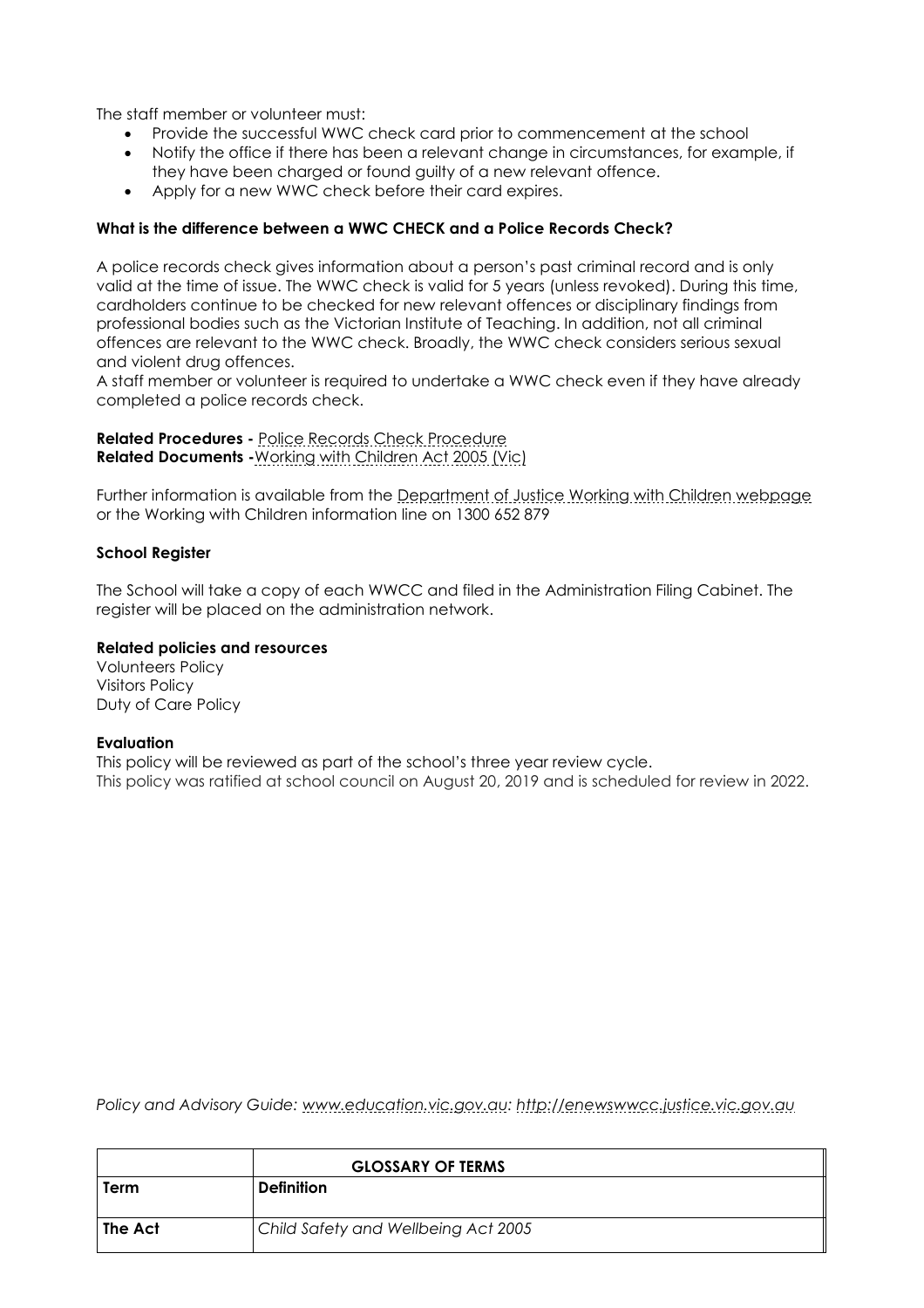The staff member or volunteer must:

- Provide the successful WWC check card prior to commencement at the school
- Notify the office if there has been a relevant change in circumstances, for example, if they have been charged or found guilty of a new relevant offence.
- Apply for a new WWC check before their card expires.

**What is the difference between a WWC CHECK and a Police Records Check?**

A police records check gives information about a person's past criminal record and is only valid at the time of issue. The WWC check is valid for 5 years (unless revoked). During this time, cardholders continue to be checked for new relevant offences or disciplinary findings from professional bodies such as the Victorian Institute of Teaching. In addition, not all criminal offences are relevant to the WWC check. Broadly, the WWC check considers serious sexual and violent drug offences.
A staff member or volunteer is required to undertake a WWC check even if they have already completed a police records check.

**Related Procedures -** Police Records Check Procedure
**Related Documents -**Working with Children Act 2005 (Vic)

Further information is available from the Department of Justice Working with Children webpage or the Working with Children information line on 1300 652 879

**School Register**

The School will take a copy of each WWCC and filed in the Administration Filing Cabinet. The register will be placed on the administration network.

**Related policies and resources**
Volunteers Policy
Visitors Policy
Duty of Care Policy

**Evaluation**
This policy will be reviewed as part of the school's three year review cycle.
This policy was ratified at school council on August 20, 2019 and is scheduled for review in 2022.

*Policy and Advisory Guide: www.education.vic.gov.au: http://enewswwcc.justice.vic.gov.au*

| | **GLOSSARY OF TERMS** |
|---|---|
| **Term** | **Definition** |
| **The Act** | *Child Safety and Wellbeing Act 2005* |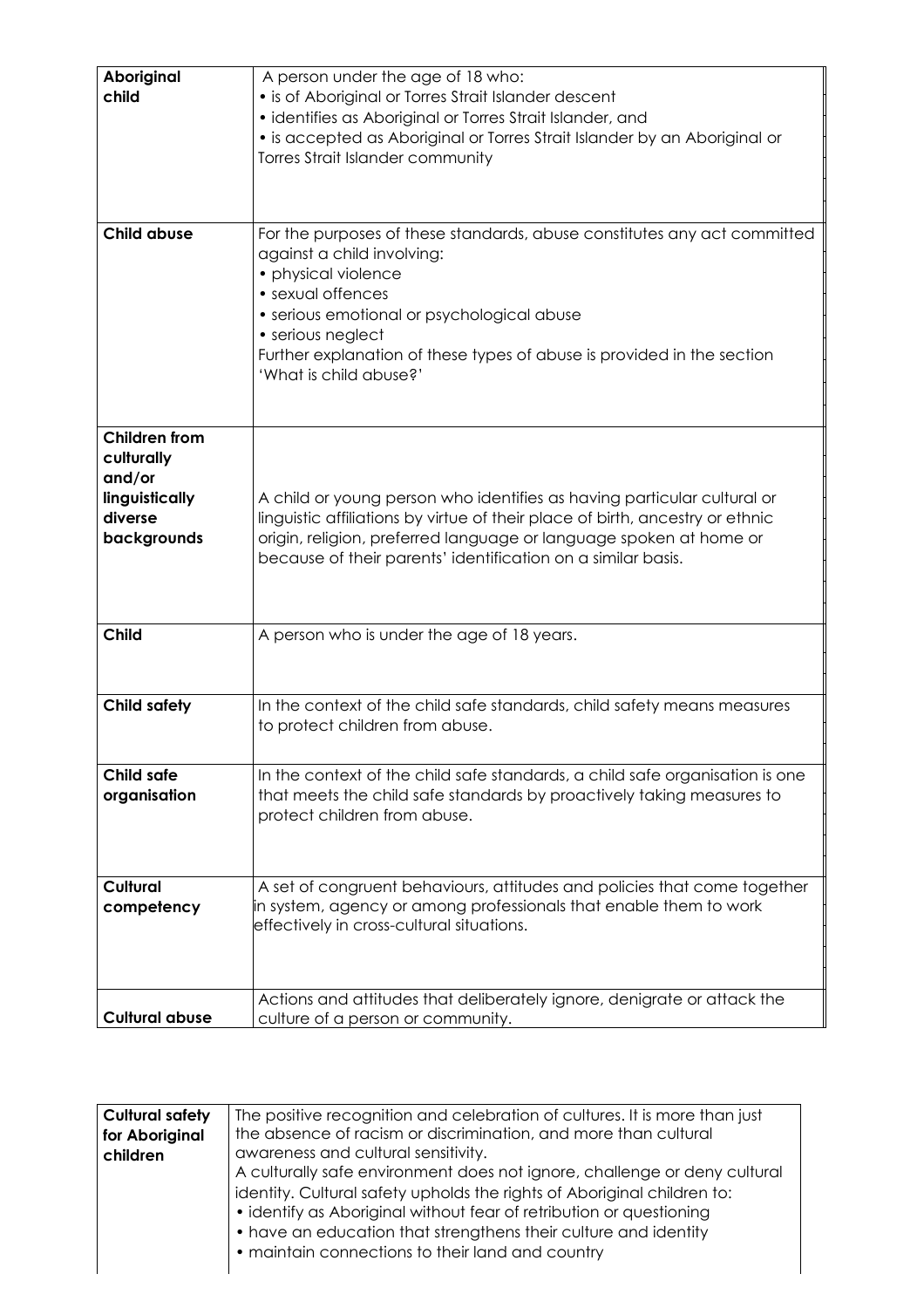| | |
|---|---|
| **Aboriginal child** | A person under the age of 18 who:<br>• is of Aboriginal or Torres Strait Islander descent<br>• identifies as Aboriginal or Torres Strait Islander, and<br>• is accepted as Aboriginal or Torres Strait Islander by an Aboriginal or Torres Strait Islander community |
| **Child abuse** | For the purposes of these standards, abuse constitutes any act committed against a child involving:<br>• physical violence<br>• sexual offences<br>• serious emotional or psychological abuse<br>• serious neglect<br>Further explanation of these types of abuse is provided in the section 'What is child abuse?' |
| **Children from culturally and/or linguistically diverse backgrounds** | A child or young person who identifies as having particular cultural or linguistic affiliations by virtue of their place of birth, ancestry or ethnic origin, religion, preferred language or language spoken at home or because of their parents' identification on a similar basis. |
| **Child** | A person who is under the age of 18 years. |
| **Child safety** | In the context of the child safe standards, child safety means measures to protect children from abuse. |
| **Child safe organisation** | In the context of the child safe standards, a child safe organisation is one that meets the child safe standards by proactively taking measures to protect children from abuse. |
| **Cultural competency** | A set of congruent behaviours, attitudes and policies that come together in system, agency or among professionals that enable them to work effectively in cross-cultural situations. |
| **Cultural abuse** | Actions and attitudes that deliberately ignore, denigrate or attack the culture of a person or community. |

| | |
|---|---|
| **Cultural safety for Aboriginal children** | The positive recognition and celebration of cultures. It is more than just the absence of racism or discrimination, and more than cultural awareness and cultural sensitivity.<br>A culturally safe environment does not ignore, challenge or deny cultural identity. Cultural safety upholds the rights of Aboriginal children to:<br>• identify as Aboriginal without fear of retribution or questioning<br>• have an education that strengthens their culture and identity<br>• maintain connections to their land and country |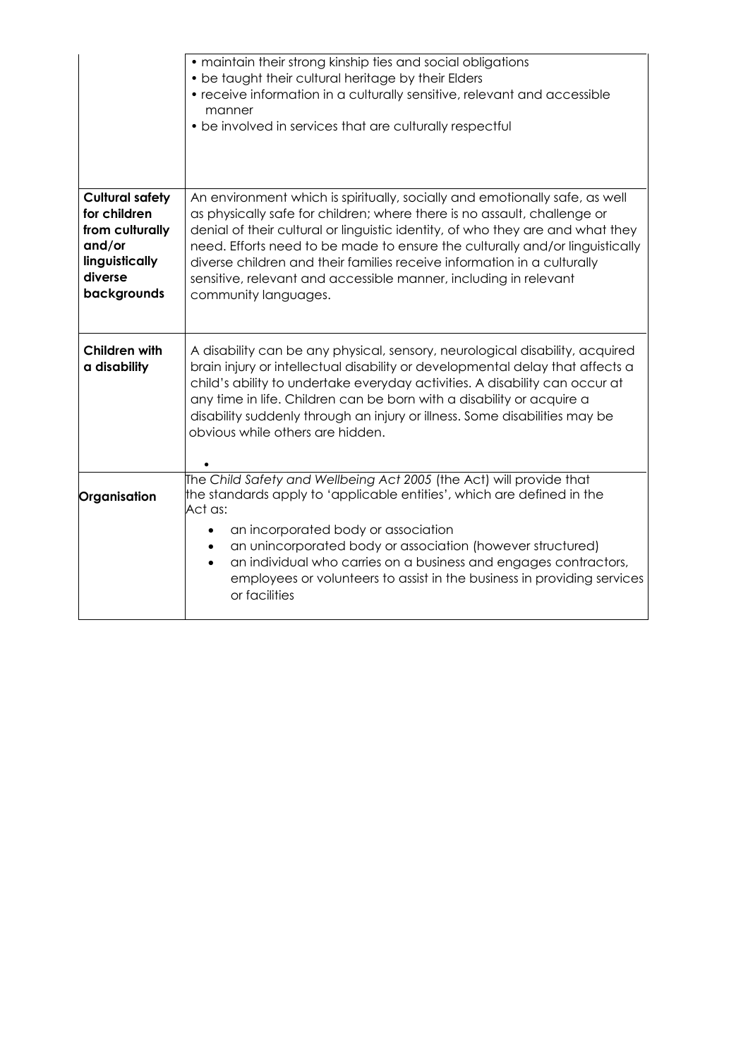| | |
|---|---|
| | • maintain their strong kinship ties and social obligations<br>• be taught their cultural heritage by their Elders<br>• receive information in a culturally sensitive, relevant and accessible manner<br>• be involved in services that are culturally respectful |
| **Cultural safety for children from culturally and/or linguistically diverse backgrounds** | An environment which is spiritually, socially and emotionally safe, as well as physically safe for children; where there is no assault, challenge or denial of their cultural or linguistic identity, of who they are and what they need. Efforts need to be made to ensure the culturally and/or linguistically diverse children and their families receive information in a culturally sensitive, relevant and accessible manner, including in relevant community languages. |
| **Children with a disability** | A disability can be any physical, sensory, neurological disability, acquired brain injury or intellectual disability or developmental delay that affects a child's ability to undertake everyday activities. A disability can occur at any time in life. Children can be born with a disability or acquire a disability suddenly through an injury or illness. Some disabilities may be obvious while others are hidden.<br>• |
| **Organisation** | The *Child Safety and Wellbeing Act 2005* (the Act) will provide that the standards apply to 'applicable entities', which are defined in the Act as:<br>• an incorporated body or association<br>• an unincorporated body or association (however structured)<br>• an individual who carries on a business and engages contractors, employees or volunteers to assist in the business in providing services or facilities |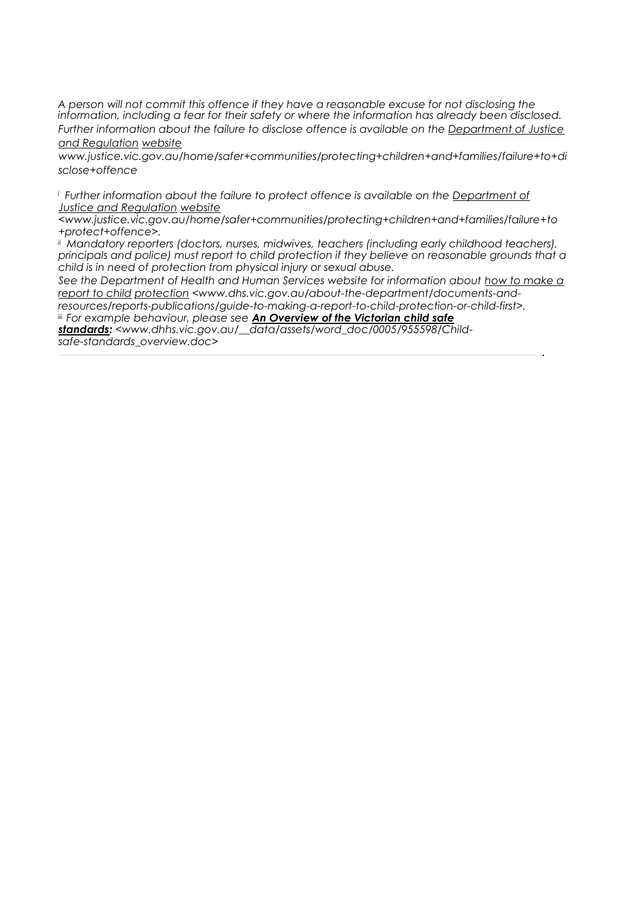*A person will not commit this offence if they have a reasonable excuse for not disclosing the information, including a fear for their safety or where the information has already been disclosed. Further information about the failure to disclose offence is available on the Department of Justice and Regulation website*

*www.justice.vic.gov.au/home/safer+communities/protecting+children+and+families/failure+to+disclose+offence*

[i] *Further information about the failure to protect offence is available on the Department of Justice and Regulation website <www.justice.vic.gov.au/home/safer+communities/protecting+children+and+families/failure+to+protect+offence>.*

[ii] *Mandatory reporters (doctors, nurses, midwives, teachers (including early childhood teachers), principals and police) must report to child protection if they believe on reasonable grounds that a child is in need of protection from physical injury or sexual abuse.*

*See the Department of Health and Human Services website for information about how to make a report to child protection <www.dhs.vic.gov.au/about-the-department/documents-and-resources/reports-publications/guide-to-making-a-report-to-child-protection-or-child-first>.*

[iii] *For example behaviour, please see* ***An Overview of the Victorian child safe standards:*** *<www.dhhs.vic.gov.au/__data/assets/word_doc/0005/955598/Child-safe-standards_overview.doc>*